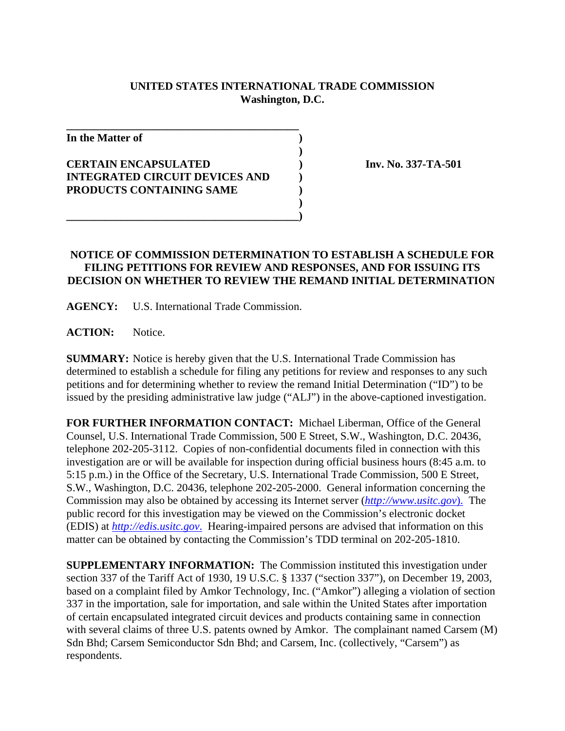**UNITED STATES INTERNATIONAL TRADE COMMISSION**
**Washington, D.C.**

| | | |
|---|---|---|
| **In the Matter of** | **)** | |
| | **)** | |
| **CERTAIN ENCAPSULATED INTEGRATED CIRCUIT DEVICES AND PRODUCTS CONTAINING SAME** | **)** | **Inv. No. 337-TA-501** |
| | **)** | |

**NOTICE OF COMMISSION DETERMINATION TO ESTABLISH A SCHEDULE FOR FILING PETITIONS FOR REVIEW AND RESPONSES, AND FOR ISSUING ITS DECISION ON WHETHER TO REVIEW THE REMAND INITIAL DETERMINATION**

**AGENCY:** U.S. International Trade Commission.

**ACTION:** Notice.

**SUMMARY:** Notice is hereby given that the U.S. International Trade Commission has determined to establish a schedule for filing any petitions for review and responses to any such petitions and for determining whether to review the remand Initial Determination ("ID") to be issued by the presiding administrative law judge ("ALJ") in the above-captioned investigation.

**FOR FURTHER INFORMATION CONTACT:** Michael Liberman, Office of the General Counsel, U.S. International Trade Commission, 500 E Street, S.W., Washington, D.C. 20436, telephone 202-205-3112. Copies of non-confidential documents filed in connection with this investigation are or will be available for inspection during official business hours (8:45 a.m. to 5:15 p.m.) in the Office of the Secretary, U.S. International Trade Commission, 500 E Street, S.W., Washington, D.C. 20436, telephone 202-205-2000. General information concerning the Commission may also be obtained by accessing its Internet server (*http://www.usitc.gov*). The public record for this investigation may be viewed on the Commission's electronic docket (EDIS) at *http://edis.usitc.gov*. Hearing-impaired persons are advised that information on this matter can be obtained by contacting the Commission's TDD terminal on 202-205-1810.

**SUPPLEMENTARY INFORMATION:** The Commission instituted this investigation under section 337 of the Tariff Act of 1930, 19 U.S.C. § 1337 ("section 337"), on December 19, 2003, based on a complaint filed by Amkor Technology, Inc. ("Amkor") alleging a violation of section 337 in the importation, sale for importation, and sale within the United States after importation of certain encapsulated integrated circuit devices and products containing same in connection with several claims of three U.S. patents owned by Amkor. The complainant named Carsem (M) Sdn Bhd; Carsem Semiconductor Sdn Bhd; and Carsem, Inc. (collectively, "Carsem") as respondents.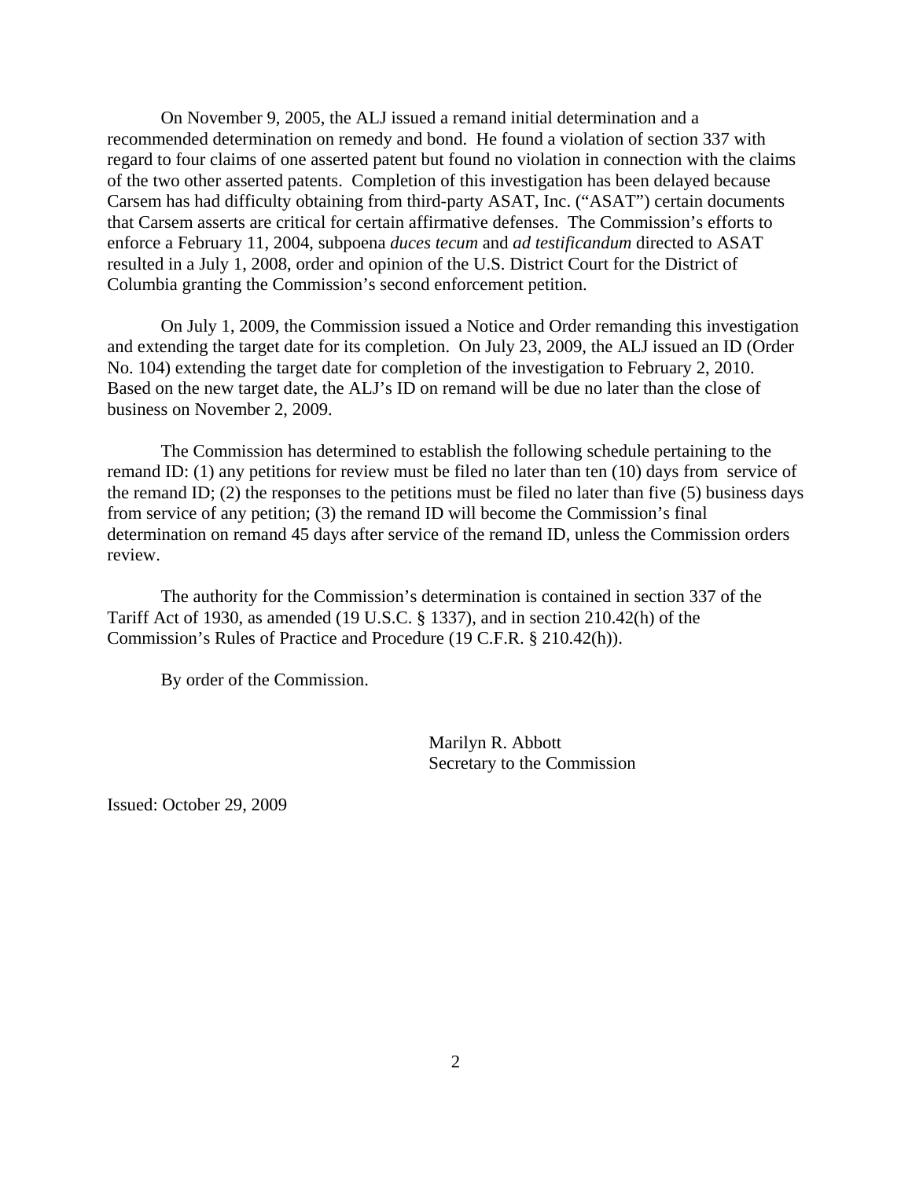On November 9, 2005, the ALJ issued a remand initial determination and a recommended determination on remedy and bond. He found a violation of section 337 with regard to four claims of one asserted patent but found no violation in connection with the claims of the two other asserted patents. Completion of this investigation has been delayed because Carsem has had difficulty obtaining from third-party ASAT, Inc. ("ASAT") certain documents that Carsem asserts are critical for certain affirmative defenses. The Commission's efforts to enforce a February 11, 2004, subpoena *duces tecum* and *ad testificandum* directed to ASAT resulted in a July 1, 2008, order and opinion of the U.S. District Court for the District of Columbia granting the Commission's second enforcement petition.

On July 1, 2009, the Commission issued a Notice and Order remanding this investigation and extending the target date for its completion. On July 23, 2009, the ALJ issued an ID (Order No. 104) extending the target date for completion of the investigation to February 2, 2010. Based on the new target date, the ALJ's ID on remand will be due no later than the close of business on November 2, 2009.

The Commission has determined to establish the following schedule pertaining to the remand ID: (1) any petitions for review must be filed no later than ten (10) days from service of the remand ID; (2) the responses to the petitions must be filed no later than five (5) business days from service of any petition; (3) the remand ID will become the Commission's final determination on remand 45 days after service of the remand ID, unless the Commission orders review.

The authority for the Commission's determination is contained in section 337 of the Tariff Act of 1930, as amended (19 U.S.C. § 1337), and in section 210.42(h) of the Commission's Rules of Practice and Procedure (19 C.F.R. § 210.42(h)).

By order of the Commission.

Marilyn R. Abbott
Secretary to the Commission

Issued: October 29, 2009